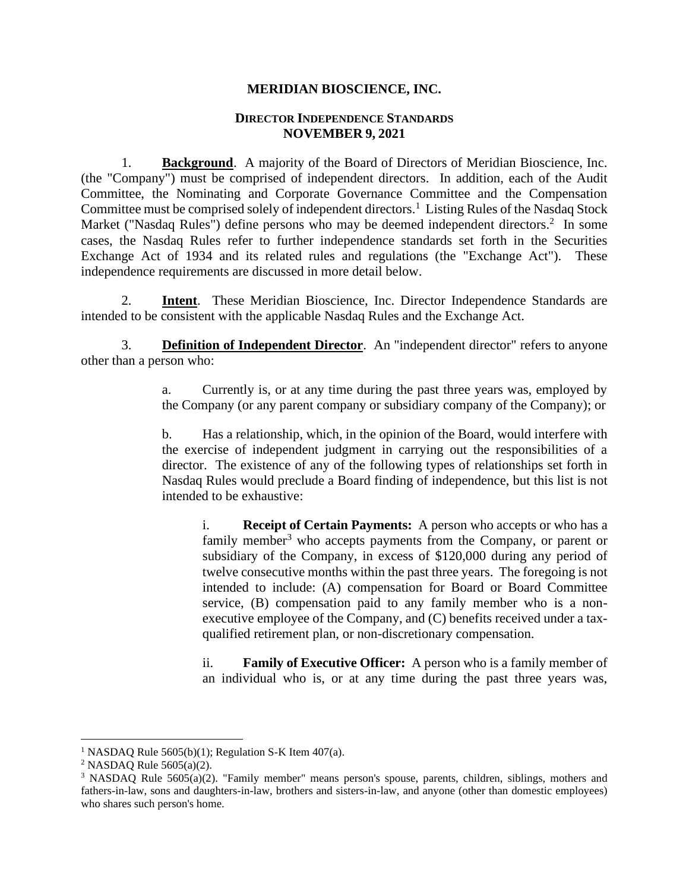**MERIDIAN BIOSCIENCE, INC.**

**DIRECTOR INDEPENDENCE STANDARDS**
**NOVEMBER 9, 2021**

1. **Background**. A majority of the Board of Directors of Meridian Bioscience, Inc. (the "Company") must be comprised of independent directors. In addition, each of the Audit Committee, the Nominating and Corporate Governance Committee and the Compensation Committee must be comprised solely of independent directors.[1] Listing Rules of the Nasdaq Stock Market ("Nasdaq Rules") define persons who may be deemed independent directors.[2] In some cases, the Nasdaq Rules refer to further independence standards set forth in the Securities Exchange Act of 1934 and its related rules and regulations (the "Exchange Act"). These independence requirements are discussed in more detail below.

2. **Intent**. These Meridian Bioscience, Inc. Director Independence Standards are intended to be consistent with the applicable Nasdaq Rules and the Exchange Act.

3. **Definition of Independent Director**. An "independent director" refers to anyone other than a person who:

   a. Currently is, or at any time during the past three years was, employed by the Company (or any parent company or subsidiary company of the Company); or

   b. Has a relationship, which, in the opinion of the Board, would interfere with the exercise of independent judgment in carrying out the responsibilities of a director. The existence of any of the following types of relationships set forth in Nasdaq Rules would preclude a Board finding of independence, but this list is not intended to be exhaustive:

      i. **Receipt of Certain Payments:** A person who accepts or who has a family member[3] who accepts payments from the Company, or parent or subsidiary of the Company, in excess of $120,000 during any period of twelve consecutive months within the past three years. The foregoing is not intended to include: (A) compensation for Board or Board Committee service, (B) compensation paid to any family member who is a non-executive employee of the Company, and (C) benefits received under a tax-qualified retirement plan, or non-discretionary compensation.

      ii. **Family of Executive Officer:** A person who is a family member of an individual who is, or at any time during the past three years was,

---

[1] NASDAQ Rule 5605(b)(1); Regulation S-K Item 407(a).

[2] NASDAQ Rule 5605(a)(2).

[3] NASDAQ Rule 5605(a)(2). "Family member" means person's spouse, parents, children, siblings, mothers and fathers-in-law, sons and daughters-in-law, brothers and sisters-in-law, and anyone (other than domestic employees) who shares such person's home.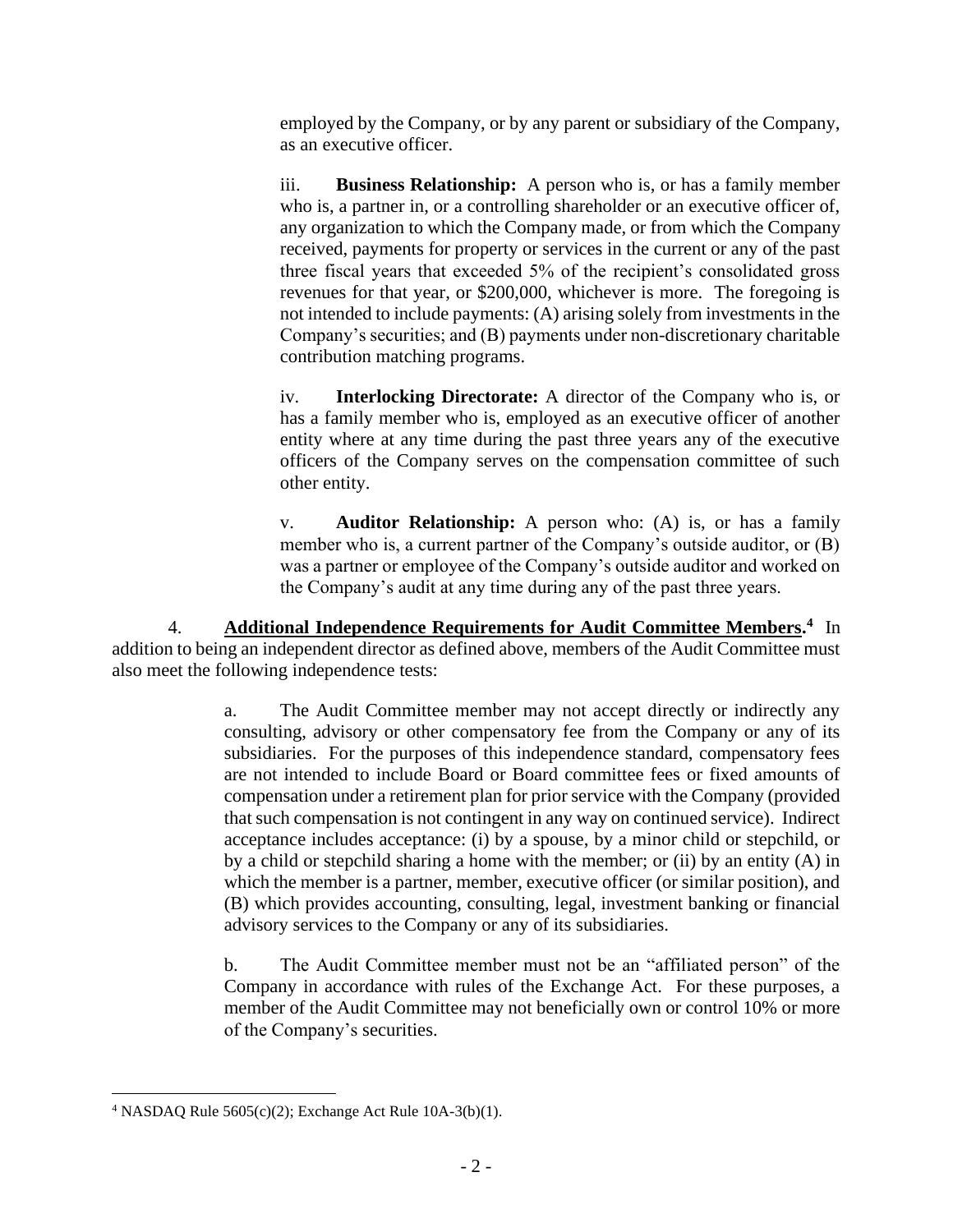employed by the Company, or by any parent or subsidiary of the Company, as an executive officer.

iii. **Business Relationship:** A person who is, or has a family member who is, a partner in, or a controlling shareholder or an executive officer of, any organization to which the Company made, or from which the Company received, payments for property or services in the current or any of the past three fiscal years that exceeded 5% of the recipient's consolidated gross revenues for that year, or $200,000, whichever is more. The foregoing is not intended to include payments: (A) arising solely from investments in the Company's securities; and (B) payments under non-discretionary charitable contribution matching programs.

iv. **Interlocking Directorate:** A director of the Company who is, or has a family member who is, employed as an executive officer of another entity where at any time during the past three years any of the executive officers of the Company serves on the compensation committee of such other entity.

v. **Auditor Relationship:** A person who: (A) is, or has a family member who is, a current partner of the Company's outside auditor, or (B) was a partner or employee of the Company's outside auditor and worked on the Company's audit at any time during any of the past three years.

4. **Additional Independence Requirements for Audit Committee Members.**[4] In addition to being an independent director as defined above, members of the Audit Committee must also meet the following independence tests:

a. The Audit Committee member may not accept directly or indirectly any consulting, advisory or other compensatory fee from the Company or any of its subsidiaries. For the purposes of this independence standard, compensatory fees are not intended to include Board or Board committee fees or fixed amounts of compensation under a retirement plan for prior service with the Company (provided that such compensation is not contingent in any way on continued service). Indirect acceptance includes acceptance: (i) by a spouse, by a minor child or stepchild, or by a child or stepchild sharing a home with the member; or (ii) by an entity (A) in which the member is a partner, member, executive officer (or similar position), and (B) which provides accounting, consulting, legal, investment banking or financial advisory services to the Company or any of its subsidiaries.

b. The Audit Committee member must not be an "affiliated person" of the Company in accordance with rules of the Exchange Act. For these purposes, a member of the Audit Committee may not beneficially own or control 10% or more of the Company's securities.

---

[4] NASDAQ Rule 5605(c)(2); Exchange Act Rule 10A-3(b)(1).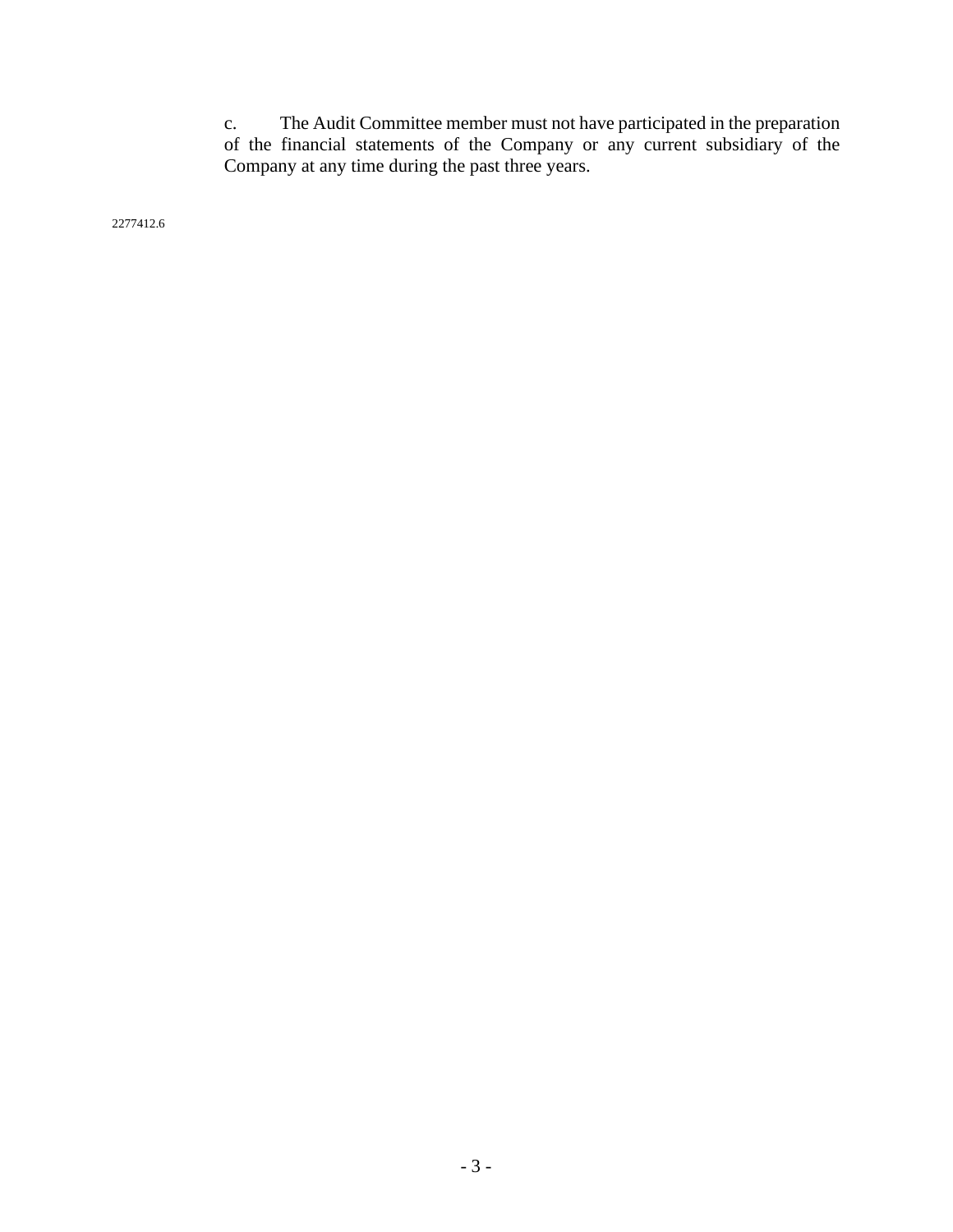c. The Audit Committee member must not have participated in the preparation of the financial statements of the Company or any current subsidiary of the Company at any time during the past three years.

2277412.6